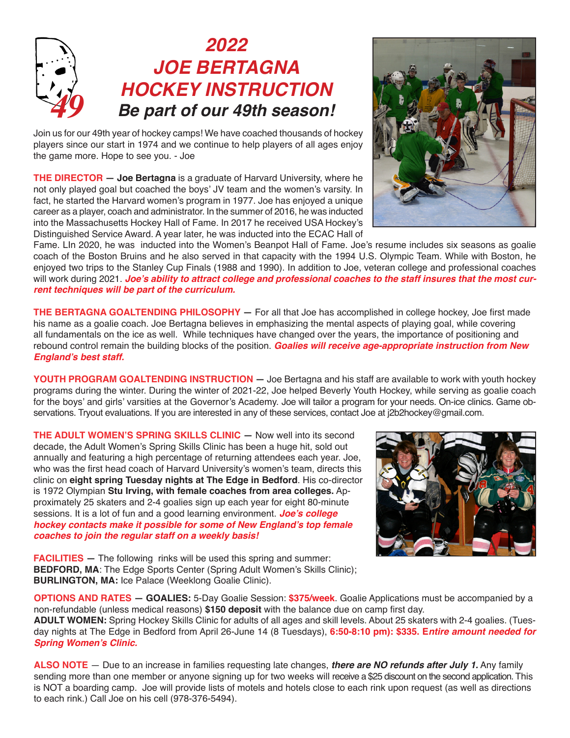# 2022 JOE BERTAGNA HOCKEY INSTRUCTION

## *Be part of our 49th season!*

Join us for our 49th year of hockey camps! We have coached thousands of hockey players since our start in 1974 and we continue to help players of all ages enjoy the game more. Hope to see you. - Joe

**THE DIRECTOR —** **Joe Bertagna** is a graduate of Harvard University, where he not only played goal but coached the boys' JV team and the women's varsity. In fact, he started the Harvard women's program in 1977. Joe has enjoyed a unique career as a player, coach and administrator. In the summer of 2016, he was inducted into the Massachusetts Hockey Hall of Fame. In 2017 he received USA Hockey's Distinguished Service Award. A year later, he was inducted into the ECAC Hall of Fame. LIn 2020, he was inducted into the Women's Beanpot Hall of Fame. Joe's resume includes six seasons as goalie coach of the Boston Bruins and he also served in that capacity with the 1994 U.S. Olympic Team. While with Boston, he enjoyed two trips to the Stanley Cup Finals (1988 and 1990). In addition to Joe, veteran college and professional coaches will work during 2021. ***Joe's ability to attract college and professional coaches to the staff insures that the most current techniques will be part of the curriculum.***

**THE BERTAGNA GOALTENDING PHILOSOPHY —** For all that Joe has accomplished in college hockey, Joe first made his name as a goalie coach. Joe Bertagna believes in emphasizing the mental aspects of playing goal, while covering all fundamentals on the ice as well. While techniques have changed over the years, the importance of positioning and rebound control remain the building blocks of the position. ***Goalies will receive age-appropriate instruction from New England's best staff.***

**YOUTH PROGRAM GOALTENDING INSTRUCTION —** Joe Bertagna and his staff are available to work with youth hockey programs during the winter. During the winter of 2021-22, Joe helped Beverly Youth Hockey, while serving as goalie coach for the boys' and girls' varsities at the Governor's Academy. Joe will tailor a program for your needs. On-ice clinics. Game observations. Tryout evaluations. If you are interested in any of these services, contact Joe at j2b2hockey@gmail.com.

**THE ADULT WOMEN'S SPRING SKILLS CLINIC —** Now well into its second decade, the Adult Women's Spring Skills Clinic has been a huge hit, sold out annually and featuring a high percentage of returning attendees each year. Joe, who was the first head coach of Harvard University's women's team, directs this clinic on **eight spring Tuesday nights at The Edge in Bedford**. His co-director is 1972 Olympian **Stu Irving, with female coaches from area colleges.** Approximately 25 skaters and 2-4 goalies sign up each year for eight 80-minute sessions. It is a lot of fun and a good learning environment. ***Joe's college hockey contacts make it possible for some of New England's top female coaches to join the regular staff on a weekly basis!***

**FACILITIES —** The following rinks will be used this spring and summer:
**BEDFORD, MA**: The Edge Sports Center (Spring Adult Women's Skills Clinic);
**BURLINGTON, MA:** Ice Palace (Weeklong Goalie Clinic).

**OPTIONS AND RATES — GOALIES:** 5-Day Goalie Session: **$375/week**. Goalie Applications must be accompanied by a non-refundable (unless medical reasons) **$150 deposit** with the balance due on camp first day.
**ADULT WOMEN:** Spring Hockey Skills Clinic for adults of all ages and skill levels. About 25 skaters with 2-4 goalies. (Tuesday nights at The Edge in Bedford from April 26-June 14 (8 Tuesdays), **6:50-8:10 pm): $335. *Entire amount needed for Spring Women's Clinic.***

**ALSO NOTE** — Due to an increase in families requesting late changes, ***there are NO refunds after July 1.*** Any family sending more than one member or anyone signing up for two weeks will receive a $25 discount on the second application. This is NOT a boarding camp. Joe will provide lists of motels and hotels close to each rink upon request (as well as directions to each rink.) Call Joe on his cell (978-376-5494).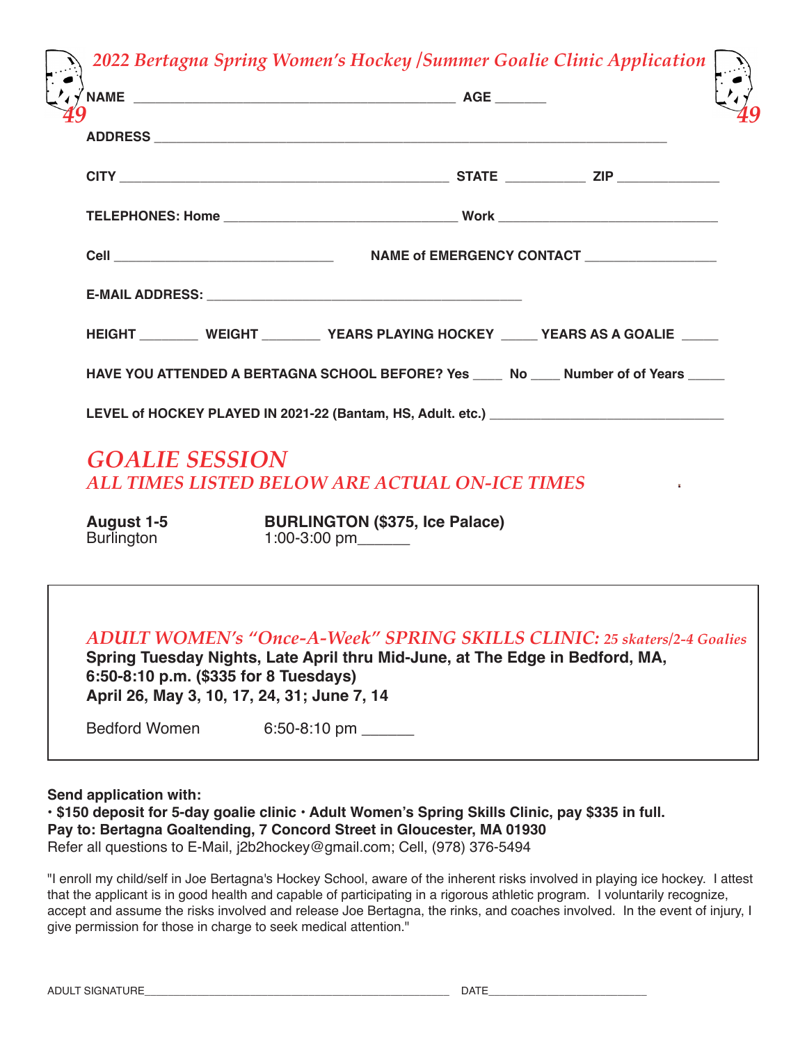# *2022 Bertagna Spring Women's Hockey /Summer Goalie Clinic Application*

49 49

**NAME** ____________________________________________ **AGE** _______

**ADDRESS** ______________________________________________________________________

**CITY** _____________________________________________ **STATE** ___________ **ZIP** ______________

**TELEPHONES: Home** ________________________________ **Work** ______________________________

**Cell** ______________________________ **NAME of EMERGENCY CONTACT** __________________

**E-MAIL ADDRESS:** ___________________________________________

**HEIGHT** ________ **WEIGHT** ________ **YEARS PLAYING HOCKEY** _____ **YEARS AS A GOALIE** _____

**HAVE YOU ATTENDED A BERTAGNA SCHOOL BEFORE? Yes** ____ **No** ____ **Number of of Years** _____

**LEVEL of HOCKEY PLAYED IN 2021-22 (Bantam, HS, Adult. etc.)** _______________________________

## *GOALIE SESSION*

### *ALL TIMES LISTED BELOW ARE ACTUAL ON-ICE TIMES*

**August 1-5**
Burlington

**BURLINGTON ($375, Ice Palace)**
1:00-3:00 pm______

## *ADULT WOMEN's "Once-A-Week" SPRING SKILLS CLINIC: 25 skaters/2-4 Goalies*

**Spring Tuesday Nights, Late April thru Mid-June, at The Edge in Bedford, MA,**
**6:50-8:10 p.m. ($335 for 8 Tuesdays)**
**April 26, May 3, 10, 17, 24, 31; June 7, 14**

Bedford Women 6:50-8:10 pm ______

**Send application with:**
**• $150 deposit for 5-day goalie clinic • Adult Women's Spring Skills Clinic, pay $335 in full.**
**Pay to: Bertagna Goaltending, 7 Concord Street in Gloucester, MA 01930**
Refer all questions to E-Mail, j2b2hockey@gmail.com; Cell, (978) 376-5494

"I enroll my child/self in Joe Bertagna's Hockey School, aware of the inherent risks involved in playing ice hockey. I attest that the applicant is in good health and capable of participating in a rigorous athletic program. I voluntarily recognize, accept and assume the risks involved and release Joe Bertagna, the rinks, and coaches involved. In the event of injury, I give permission for those in charge to seek medical attention."

ADULT SIGNATURE__________________________________________________ DATE_________________________